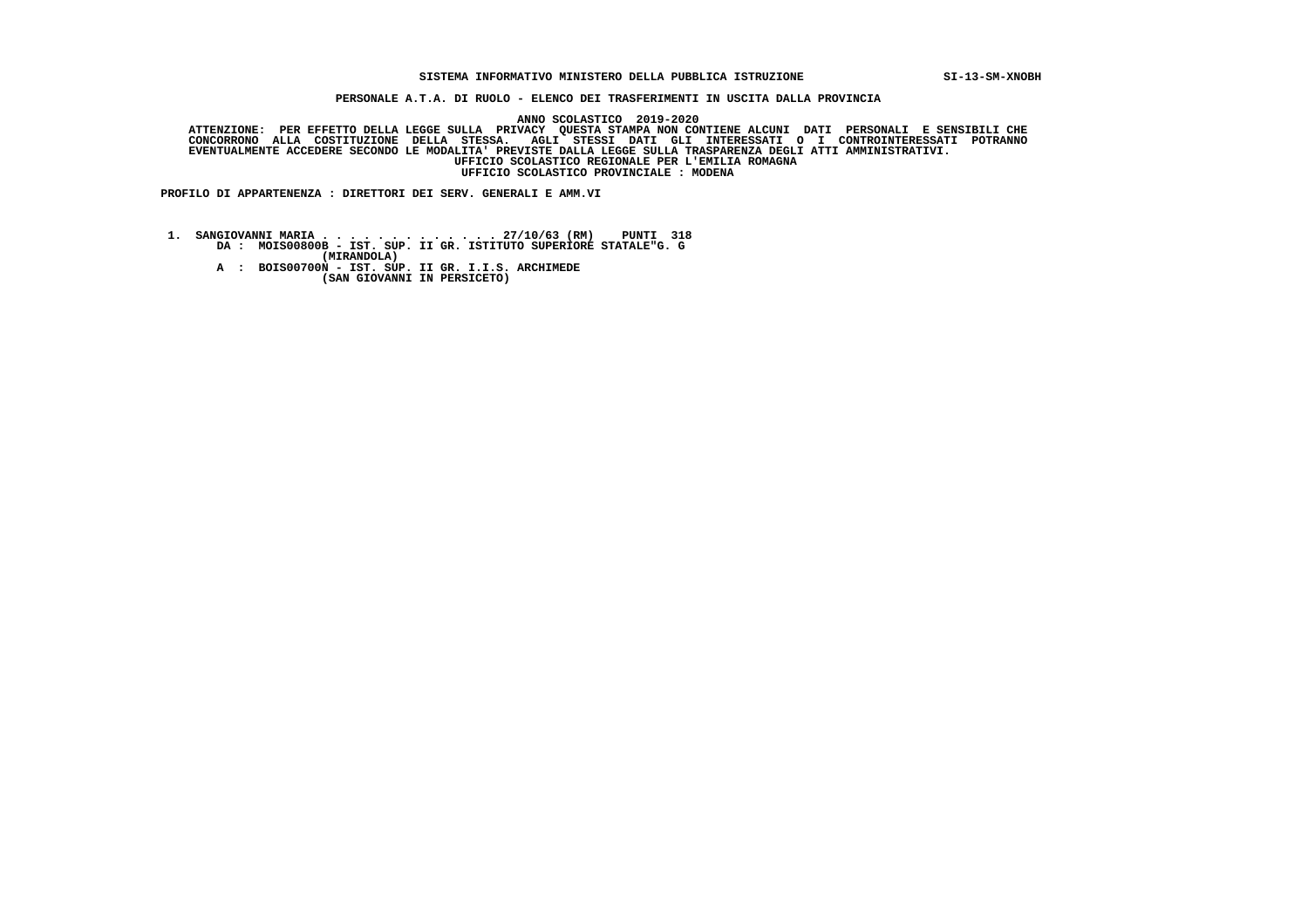**SISTEMA INFORMATIVO MINISTERO DELLA PUBBLICA ISTRUZIONE** SI-13-SM-XNOBH

**PERSONALE A.T.A. DI RUOLO - ELENCO DEI TRASFERIMENTI IN USCITA DALLA PROVINCIA**

**ANNO SCOLASTICO 2019-2020**

**ATTENZIONE: PER EFFETTO DELLA LEGGE SULLA PRIVACY QUESTA STAMPA NON CONTIENE ALCUNI DATI PERSONALI E SENSIBILI CHE CONCORRONO ALLA COSTITUZIONE DELLA STESSA. AGLI STESSI DATI GLI INTERESSATI O I CONTROINTERESSATI POTRANNO EVENTUALMENTE ACCEDERE SECONDO LE MODALITA' PREVISTE DALLA LEGGE SULLA TRASPARENZA DEGLI ATTI AMMINISTRATIVI.**

**UFFICIO SCOLASTICO REGIONALE PER L'EMILIA ROMAGNA**

**UFFICIO SCOLASTICO PROVINCIALE : MODENA**

**PROFILO DI APPARTENENZA : DIRETTORI DEI SERV. GENERALI E AMM.VI**

```
 1.  SANGIOVANNI MARIA . . . . . . . . . . . . . 27/10/63 (RM)    PUNTI  318
       DA :  MOIS00800B - IST. SUP. II GR. ISTITUTO SUPERIORE STATALE"G. G
                       (MIRANDOLA)
       A  :  BOIS00700N - IST. SUP. II GR. I.I.S. ARCHIMEDE
                       (SAN GIOVANNI IN PERSICETO)
```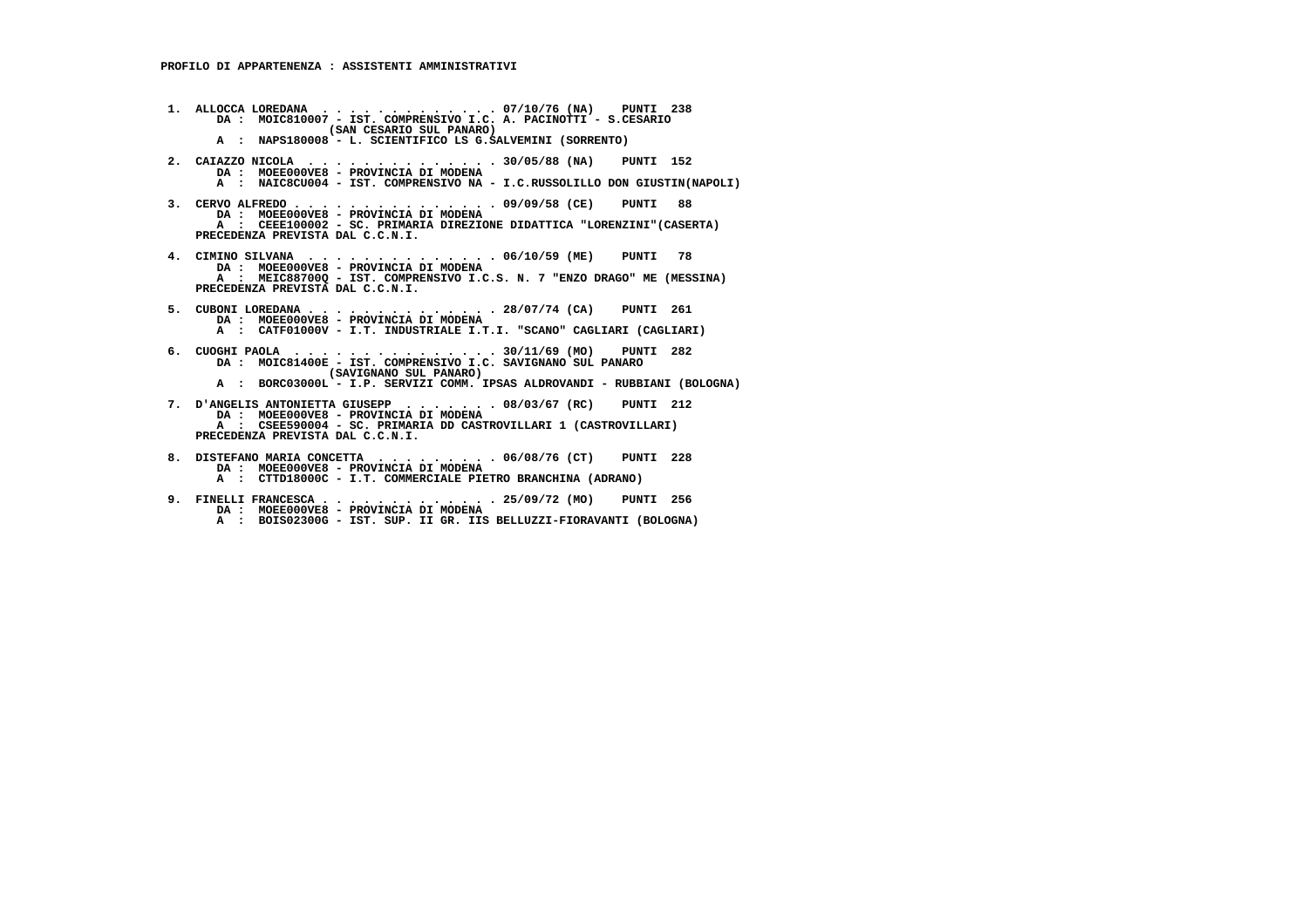**PROFILO DI APPARTENENZA : ASSISTENTI AMMINISTRATIVI**

1. ALLOCCA LOREDANA . . . . . . . . . . . . . . 07/10/76 (NA) PUNTI 238
   DA : MOIC810007 - IST. COMPRENSIVO I.C. A. PACINOTTI - S.CESARIO (SAN CESARIO SUL PANARO)
   A : NAPS180008 - L. SCIENTIFICO LS G.SALVEMINI (SORRENTO)

2. CAIAZZO NICOLA . . . . . . . . . . . . . . 30/05/88 (NA) PUNTI 152
   DA : MOEE000VE8 - PROVINCIA DI MODENA
   A : NAIC8CU004 - IST. COMPRENSIVO NA - I.C.RUSSOLILLO DON GIUSTIN(NAPOLI)

3. CERVO ALFREDO . . . . . . . . . . . . . . 09/09/58 (CE) PUNTI 88
   DA : MOEE000VE8 - PROVINCIA DI MODENA
   A : CEEE100002 - SC. PRIMARIA DIREZIONE DIDATTICA "LORENZINI"(CASERTA)
   PRECEDENZA PREVISTA DAL C.C.N.I.

4. CIMINO SILVANA . . . . . . . . . . . . . . 06/10/59 (ME) PUNTI 78
   DA : MOEE000VE8 - PROVINCIA DI MODENA
   A : MEIC88700Q - IST. COMPRENSIVO I.C.S. N. 7 "ENZO DRAGO" ME (MESSINA)
   PRECEDENZA PREVISTA DAL C.C.N.I.

5. CUBONI LOREDANA . . . . . . . . . . . . . . 28/07/74 (CA) PUNTI 261
   DA : MOEE000VE8 - PROVINCIA DI MODENA
   A : CATF01000V - I.T. INDUSTRIALE I.T.I. "SCANO" CAGLIARI (CAGLIARI)

6. CUOGHI PAOLA . . . . . . . . . . . . . . 30/11/69 (MO) PUNTI 282
   DA : MOIC81400E - IST. COMPRENSIVO I.C. SAVIGNANO SUL PANARO (SAVIGNANO SUL PANARO)
   A : BORC03000L - I.P. SERVIZI COMM. IPSAS ALDROVANDI - RUBBIANI (BOLOGNA)

7. D'ANGELIS ANTONIETTA GIUSEPP . . . . . . . . 08/03/67 (RC) PUNTI 212
   DA : MOEE000VE8 - PROVINCIA DI MODENA
   A : CSEE590004 - SC. PRIMARIA DD CASTROVILLARI 1 (CASTROVILLARI)
   PRECEDENZA PREVISTA DAL C.C.N.I.

8. DISTEFANO MARIA CONCETTA . . . . . . . . . 06/08/76 (CT) PUNTI 228
   DA : MOEE000VE8 - PROVINCIA DI MODENA
   A : CTTD18000C - I.T. COMMERCIALE PIETRO BRANCHINA (ADRANO)

9. FINELLI FRANCESCA . . . . . . . . . . . . . 25/09/72 (MO) PUNTI 256
   DA : MOEE000VE8 - PROVINCIA DI MODENA
   A : BOIS02300G - IST. SUP. II GR. IIS BELLUZZI-FIORAVANTI (BOLOGNA)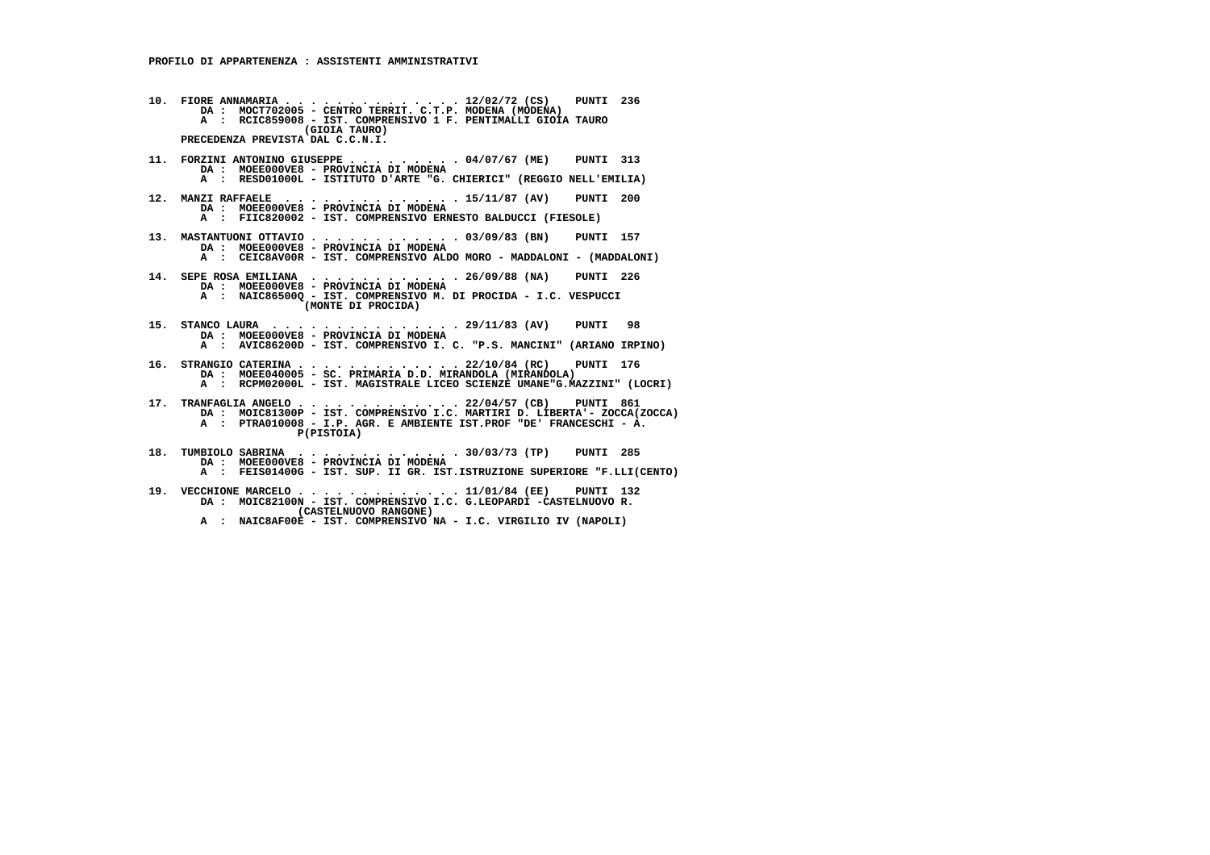**PROFILO DI APPARTENENZA : ASSISTENTI AMMINISTRATIVI**

10. FIORE ANNAMARIA . . . . . . . . . . . . . . 12/02/72 (CS) PUNTI 236
    DA : MOCT702005 - CENTRO TERRIT. C.T.P. MODENA (MODENA)
    A : RCIC859008 - IST. COMPRENSIVO 1 F. PENTIMALLI GIOIA TAURO (GIOIA TAURO)
    PRECEDENZA PREVISTA DAL C.C.N.I.

11. FORZINI ANTONINO GIUSEPPE . . . . . . . . . 04/07/67 (ME) PUNTI 313
    DA : MOEE000VE8 - PROVINCIA DI MODENA
    A : RESD01000L - ISTITUTO D'ARTE "G. CHIERICI" (REGGIO NELL'EMILIA)

12. MANZI RAFFAELE . . . . . . . . . . . . . . 15/11/87 (AV) PUNTI 200
    DA : MOEE000VE8 - PROVINCIA DI MODENA
    A : FIIC820002 - IST. COMPRENSIVO ERNESTO BALDUCCI (FIESOLE)

13. MASTANTUONI OTTAVIO . . . . . . . . . . . 03/09/83 (BN) PUNTI 157
    DA : MOEE000VE8 - PROVINCIA DI MODENA
    A : CEIC8AV00R - IST. COMPRENSIVO ALDO MORO - MADDALONI - (MADDALONI)

14. SEPE ROSA EMILIANA . . . . . . . . . . . . 26/09/88 (NA) PUNTI 226
    DA : MOEE000VE8 - PROVINCIA DI MODENA
    A : NAIC86500Q - IST. COMPRENSIVO M. DI PROCIDA - I.C. VESPUCCI (MONTE DI PROCIDA)

15. STANCO LAURA . . . . . . . . . . . . . . . 29/11/83 (AV) PUNTI 98
    DA : MOEE000VE8 - PROVINCIA DI MODENA
    A : AVIC86200D - IST. COMPRENSIVO I. C. "P.S. MANCINI" (ARIANO IRPINO)

16. STRANGIO CATERINA . . . . . . . . . . . . . 22/10/84 (RC) PUNTI 176
    DA : MOEE040005 - SC. PRIMARIA D.D. MIRANDOLA (MIRANDOLA)
    A : RCPM02000L - IST. MAGISTRALE LICEO SCIENZE UMANE"G.MAZZINI" (LOCRI)

17. TRANFAGLIA ANGELO . . . . . . . . . . . . . 22/04/57 (CB) PUNTI 861
    DA : MOIC81300P - IST. COMPRENSIVO I.C. MARTIRI D. LIBERTA'- ZOCCA(ZOCCA)
    A : PTRA010008 - I.P. AGR. E AMBIENTE IST.PROF "DE' FRANCESCHI - A. P(PISTOIA)

18. TUMBIOLO SABRINA . . . . . . . . . . . . . 30/03/73 (TP) PUNTI 285
    DA : MOEE000VE8 - PROVINCIA DI MODENA
    A : FEIS01400G - IST. SUP. II GR. IST.ISTRUZIONE SUPERIORE "F.LLI(CENTO)

19. VECCHIONE MARCELO . . . . . . . . . . . . . 11/01/84 (EE) PUNTI 132
    DA : MOIC82100N - IST. COMPRENSIVO I.C. G.LEOPARDI -CASTELNUOVO R. (CASTELNUOVO RANGONE)
    A : NAIC8AF00E - IST. COMPRENSIVO NA - I.C. VIRGILIO IV (NAPOLI)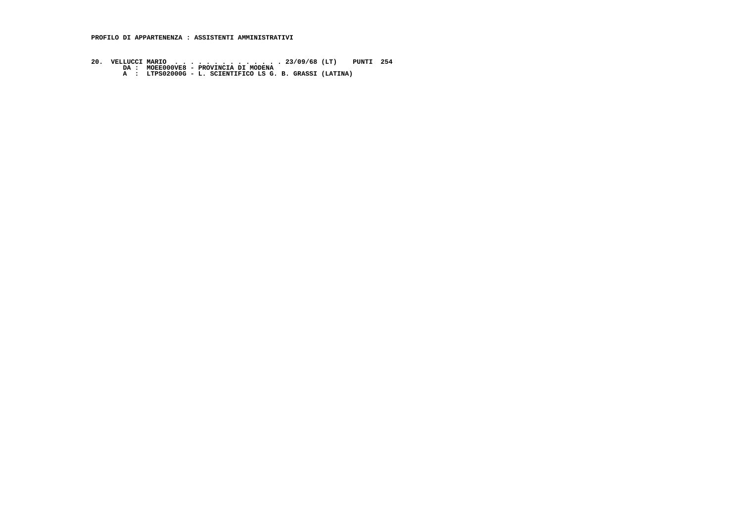**PROFILO DI APPARTENENZA : ASSISTENTI AMMINISTRATIVI**

**20. VELLUCCI MARIO . . . . . . . . . . . . . . 23/09/68 (LT) PUNTI 254**
**DA : MOEE000VE8 - PROVINCIA DI MODENA**
**A : LTPS02000G - L. SCIENTIFICO LS G. B. GRASSI (LATINA)**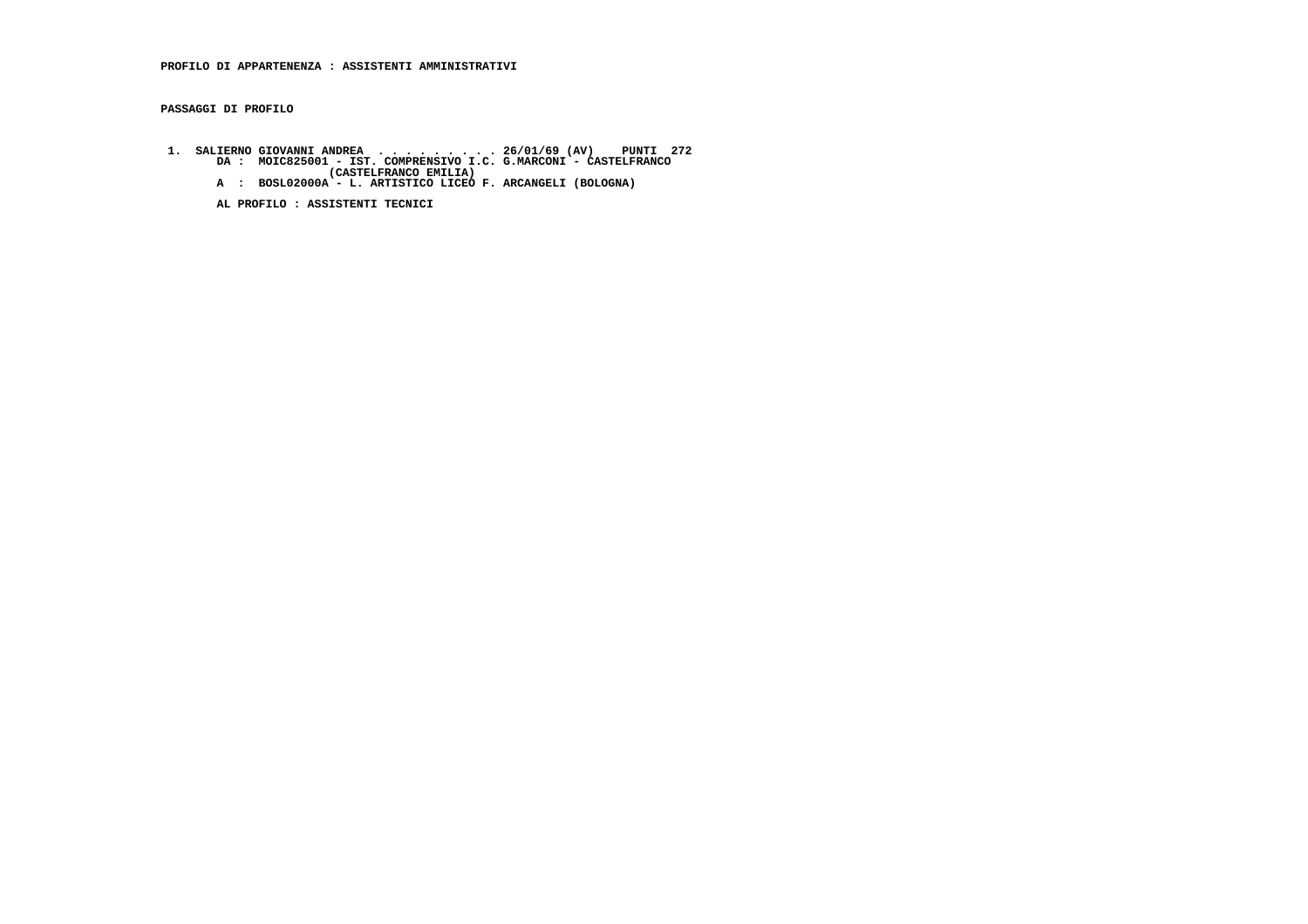**PROFILO DI APPARTENENZA : ASSISTENTI AMMINISTRATIVI**

**PASSAGGI DI PROFILO**

1. SALIERNO GIOVANNI ANDREA . . . . . . . . . . 26/01/69 (AV) PUNTI 272
   DA : MOIC825001 - IST. COMPRENSIVO I.C. G.MARCONI - CASTELFRANCO (CASTELFRANCO EMILIA)
   A : BOSL02000A - L. ARTISTICO LICEO F. ARCANGELI (BOLOGNA)

   AL PROFILO : ASSISTENTI TECNICI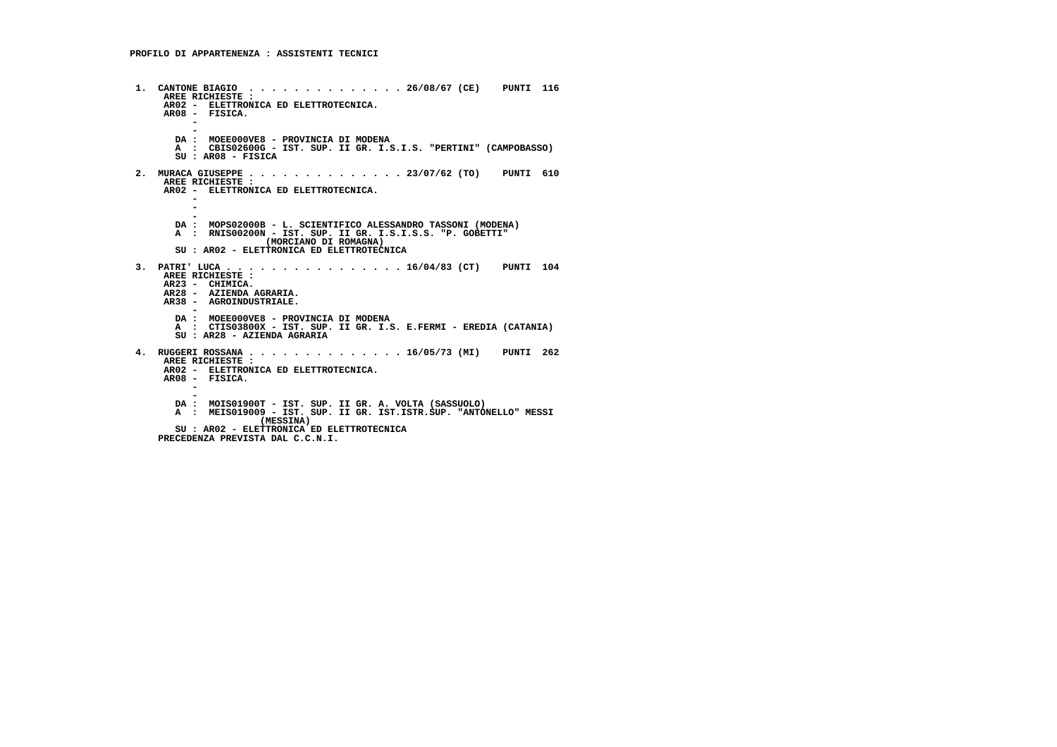**PROFILO DI APPARTENENZA : ASSISTENTI TECNICI**

1. **CANTONE BIAGIO . . . . . . . . . . . . . . 26/08/67 (CE) PUNTI 116**
   AREE RICHIESTE :
   AR02 - ELETTRONICA ED ELETTROTECNICA.
   AR08 - FISICA.
   -
   -
   DA : MOEE000VE8 - PROVINCIA DI MODENA
   A : CBIS02600G - IST. SUP. II GR. I.S.I.S. "PERTINI" (CAMPOBASSO)
   SU : AR08 - FISICA

2. **MURACA GIUSEPPE . . . . . . . . . . . . . . 23/07/62 (TO) PUNTI 610**
   AREE RICHIESTE :
   AR02 - ELETTRONICA ED ELETTROTECNICA.
   -
   -
   -
   DA : MOPS02000B - L. SCIENTIFICO ALESSANDRO TASSONI (MODENA)
   A : RNIS00200N - IST. SUP. II GR. I.S.I.S.S. "P. GOBETTI" (MORCIANO DI ROMAGNA)
   SU : AR02 - ELETTRONICA ED ELETTROTECNICA

3. **PATRI' LUCA . . . . . . . . . . . . . . . . 16/04/83 (CT) PUNTI 104**
   AREE RICHIESTE :
   AR23 - CHIMICA.
   AR28 - AZIENDA AGRARIA.
   AR38 - AGROINDUSTRIALE.
   -
   DA : MOEE000VE8 - PROVINCIA DI MODENA
   A : CTIS03800X - IST. SUP. II GR. I.S. E.FERMI - EREDIA (CATANIA)
   SU : AR28 - AZIENDA AGRARIA

4. **RUGGERI ROSSANA . . . . . . . . . . . . . . 16/05/73 (MI) PUNTI 262**
   AREE RICHIESTE :
   AR02 - ELETTRONICA ED ELETTROTECNICA.
   AR08 - FISICA.
   -
   -
   DA : MOIS01900T - IST. SUP. II GR. A. VOLTA (SASSUOLO)
   A : MEIS019009 - IST. SUP. II GR. IST.ISTR.SUP. "ANTONELLO" MESSI (MESSINA)
   SU : AR02 - ELETTRONICA ED ELETTROTECNICA
   PRECEDENZA PREVISTA DAL C.C.N.I.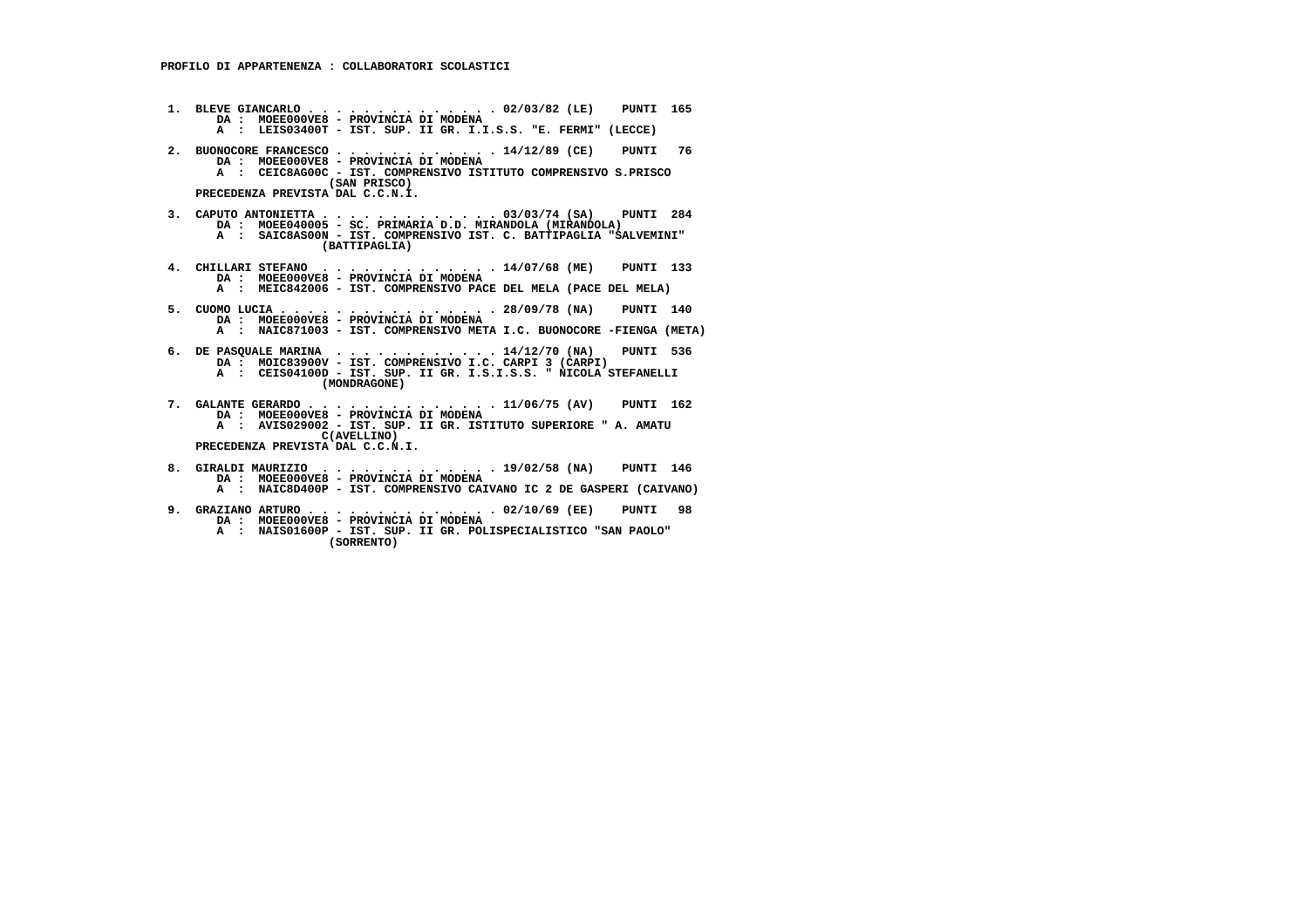**PROFILO DI APPARTENENZA : COLLABORATORI SCOLASTICI**

1. BLEVE GIANCARLO . . . . . . . . . . . . . . 02/03/82 (LE) PUNTI 165
   DA : MOEE000VE8 - PROVINCIA DI MODENA
   A : LEIS03400T - IST. SUP. II GR. I.I.S.S. "E. FERMI" (LECCE)

2. BUONOCORE FRANCESCO . . . . . . . . . . . . 14/12/89 (CE) PUNTI 76
   DA : MOEE000VE8 - PROVINCIA DI MODENA
   A : CEIC8AG00C - IST. COMPRENSIVO ISTITUTO COMPRENSIVO S.PRISCO (SAN PRISCO)
   PRECEDENZA PREVISTA DAL C.C.N.I.

3. CAPUTO ANTONIETTA . . . . . . . . . . . . . 03/03/74 (SA) PUNTI 284
   DA : MOEE040005 - SC. PRIMARIA D.D. MIRANDOLA (MIRANDOLA)
   A : SAIC8AS00N - IST. COMPRENSIVO IST. C. BATTIPAGLIA "SALVEMINI" (BATTIPAGLIA)

4. CHILLARI STEFANO . . . . . . . . . . . . . 14/07/68 (ME) PUNTI 133
   DA : MOEE000VE8 - PROVINCIA DI MODENA
   A : MEIC842006 - IST. COMPRENSIVO PACE DEL MELA (PACE DEL MELA)

5. CUOMO LUCIA . . . . . . . . . . . . . . . . 28/09/78 (NA) PUNTI 140
   DA : MOEE000VE8 - PROVINCIA DI MODENA
   A : NAIC871003 - IST. COMPRENSIVO META I.C. BUONOCORE -FIENGA (META)

6. DE PASQUALE MARINA . . . . . . . . . . . . 14/12/70 (NA) PUNTI 536
   DA : MOIC83900V - IST. COMPRENSIVO I.C. CARPI 3 (CARPI)
   A : CEIS04100D - IST. SUP. II GR. I.S.I.S.S. " NICOLA STEFANELLI (MONDRAGONE)

7. GALANTE GERARDO . . . . . . . . . . . . . . 11/06/75 (AV) PUNTI 162
   DA : MOEE000VE8 - PROVINCIA DI MODENA
   A : AVIS029002 - IST. SUP. II GR. ISTITUTO SUPERIORE " A. AMATU C(AVELLINO)
   PRECEDENZA PREVISTA DAL C.C.N.I.

8. GIRALDI MAURIZIO . . . . . . . . . . . . . 19/02/58 (NA) PUNTI 146
   DA : MOEE000VE8 - PROVINCIA DI MODENA
   A : NAIC8D400P - IST. COMPRENSIVO CAIVANO IC 2 DE GASPERI (CAIVANO)

9. GRAZIANO ARTURO . . . . . . . . . . . . . . 02/10/69 (EE) PUNTI 98
   DA : MOEE000VE8 - PROVINCIA DI MODENA
   A : NAIS01600P - IST. SUP. II GR. POLISPECIALISTICO "SAN PAOLO" (SORRENTO)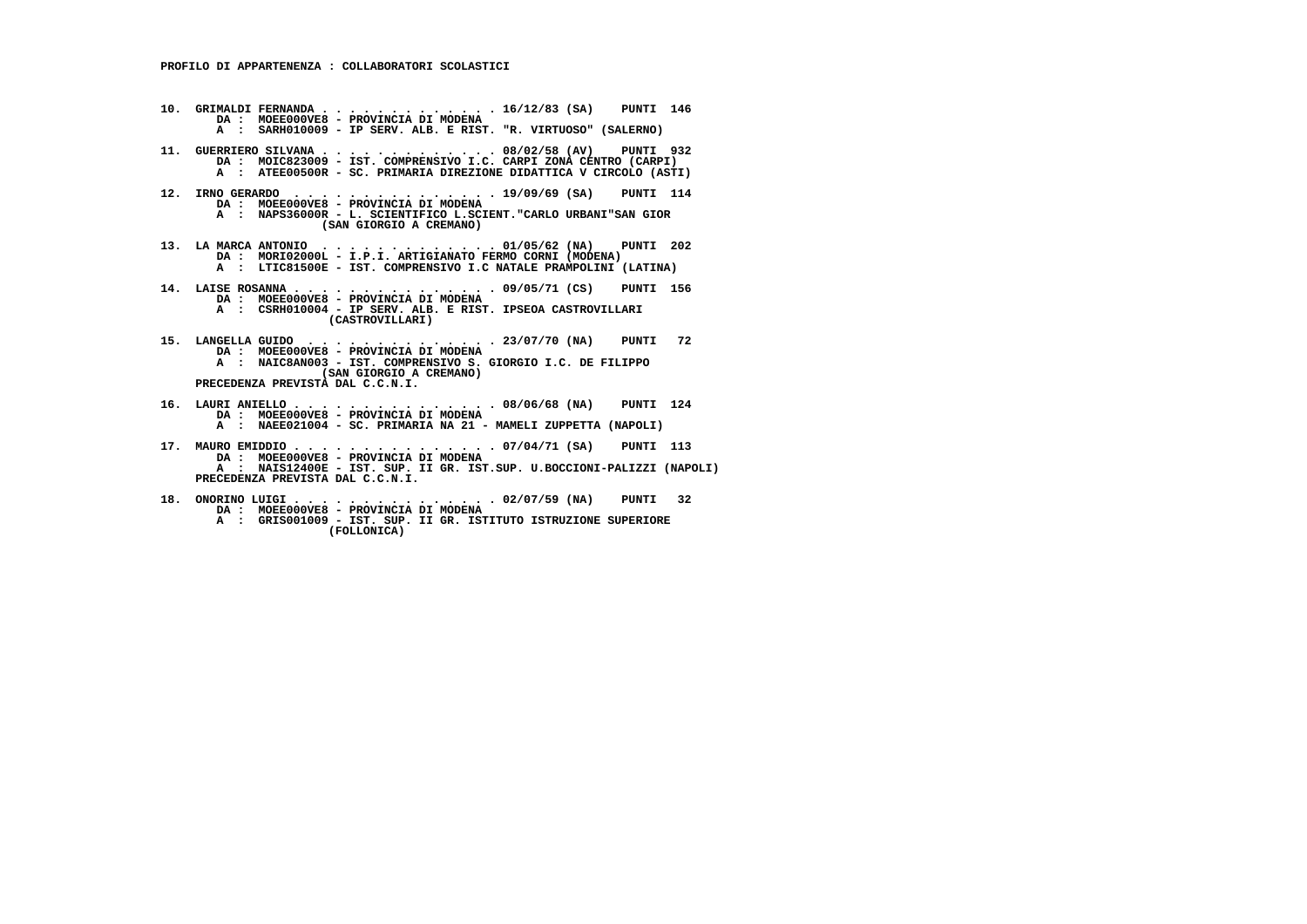**PROFILO DI APPARTENENZA : COLLABORATORI SCOLASTICI**

**10. GRIMALDI FERNANDA . . . . . . . . . . . . . 16/12/83 (SA) PUNTI 146**
DA : MOEE000VE8 - PROVINCIA DI MODENA
A : SARH010009 - IP SERV. ALB. E RIST. "R. VIRTUOSO" (SALERNO)

**11. GUERRIERO SILVANA . . . . . . . . . . . . . 08/02/58 (AV) PUNTI 932**
DA : MOIC823009 - IST. COMPRENSIVO I.C. CARPI ZONA CENTRO (CARPI)
A : ATEE00500R - SC. PRIMARIA DIREZIONE DIDATTICA V CIRCOLO (ASTI)

**12. IRNO GERARDO . . . . . . . . . . . . . . . 19/09/69 (SA) PUNTI 114**
DA : MOEE000VE8 - PROVINCIA DI MODENA
A : NAPS36000R - L. SCIENTIFICO L.SCIENT."CARLO URBANI"SAN GIOR (SAN GIORGIO A CREMANO)

**13. LA MARCA ANTONIO . . . . . . . . . . . . . 01/05/62 (NA) PUNTI 202**
DA : MORI02000L - I.P.I. ARTIGIANATO FERMO CORNI (MODENA)
A : LTIC81500E - IST. COMPRENSIVO I.C NATALE PRAMPOLINI (LATINA)

**14. LAISE ROSANNA . . . . . . . . . . . . . . . 09/05/71 (CS) PUNTI 156**
DA : MOEE000VE8 - PROVINCIA DI MODENA
A : CSRH010004 - IP SERV. ALB. E RIST. IPSEOA CASTROVILLARI (CASTROVILLARI)

**15. LANGELLA GUIDO . . . . . . . . . . . . . . 23/07/70 (NA) PUNTI 72**
DA : MOEE000VE8 - PROVINCIA DI MODENA
A : NAIC8AN003 - IST. COMPRENSIVO S. GIORGIO I.C. DE FILIPPO (SAN GIORGIO A CREMANO)
PRECEDENZA PREVISTA DAL C.C.N.I.

**16. LAURI ANIELLO . . . . . . . . . . . . . . . 08/06/68 (NA) PUNTI 124**
DA : MOEE000VE8 - PROVINCIA DI MODENA
A : NAEE021004 - SC. PRIMARIA NA 21 - MAMELI ZUPPETTA (NAPOLI)

**17. MAURO EMIDDIO . . . . . . . . . . . . . . . 07/04/71 (SA) PUNTI 113**
DA : MOEE000VE8 - PROVINCIA DI MODENA
A : NAIS12400E - IST. SUP. II GR. IST.SUP. U.BOCCIONI-PALIZZI (NAPOLI)
PRECEDENZA PREVISTA DAL C.C.N.I.

**18. ONORINO LUIGI . . . . . . . . . . . . . . . 02/07/59 (NA) PUNTI 32**
DA : MOEE000VE8 - PROVINCIA DI MODENA
A : GRIS001009 - IST. SUP. II GR. ISTITUTO ISTRUZIONE SUPERIORE (FOLLONICA)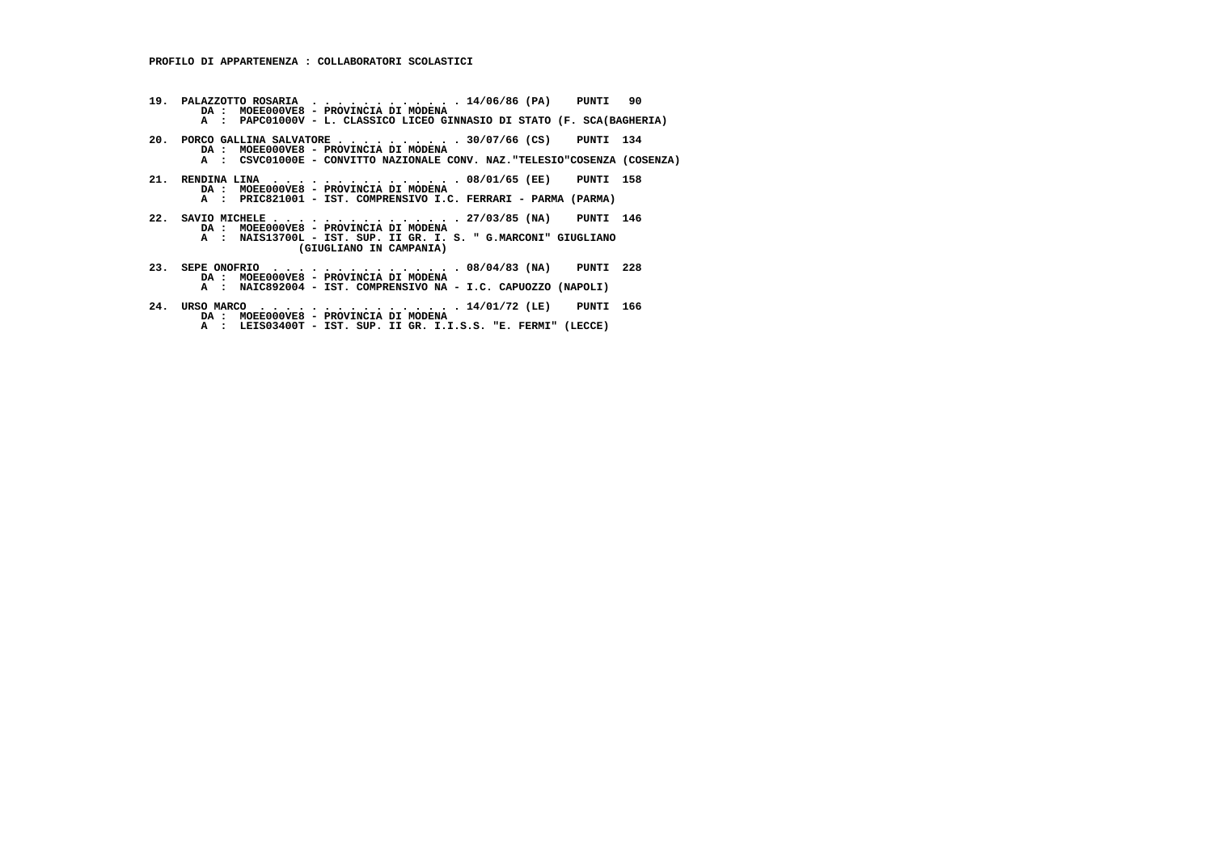**PROFILO DI APPARTENENZA : COLLABORATORI SCOLASTICI**

**19. PALAZZOTTO ROSARIA . . . . . . . . . . . . 14/06/86 (PA) PUNTI 90**
**DA : MOEE000VE8 - PROVINCIA DI MODENA**
**A : PAPC01000V - L. CLASSICO LICEO GINNASIO DI STATO (F. SCA(BAGHERIA)**

**20. PORCO GALLINA SALVATORE . . . . . . . . . . 30/07/66 (CS) PUNTI 134**
**DA : MOEE000VE8 - PROVINCIA DI MODENA**
**A : CSVC01000E - CONVITTO NAZIONALE CONV. NAZ."TELESIO"COSENZA (COSENZA)**

**21. RENDINA LINA . . . . . . . . . . . . . . . 08/01/65 (EE) PUNTI 158**
**DA : MOEE000VE8 - PROVINCIA DI MODENA**
**A : PRIC821001 - IST. COMPRENSIVO I.C. FERRARI - PARMA (PARMA)**

**22. SAVIO MICHELE . . . . . . . . . . . . . . 27/03/85 (NA) PUNTI 146**
**DA : MOEE000VE8 - PROVINCIA DI MODENA**
**A : NAIS13700L - IST. SUP. II GR. I. S. " G.MARCONI" GIUGLIANO (GIUGLIANO IN CAMPANIA)**

**23. SEPE ONOFRIO . . . . . . . . . . . . . . . 08/04/83 (NA) PUNTI 228**
**DA : MOEE000VE8 - PROVINCIA DI MODENA**
**A : NAIC892004 - IST. COMPRENSIVO NA - I.C. CAPUOZZO (NAPOLI)**

**24. URSO MARCO . . . . . . . . . . . . . . . . 14/01/72 (LE) PUNTI 166**
**DA : MOEE000VE8 - PROVINCIA DI MODENA**
**A : LEIS03400T - IST. SUP. II GR. I.I.S.S. "E. FERMI" (LECCE)**